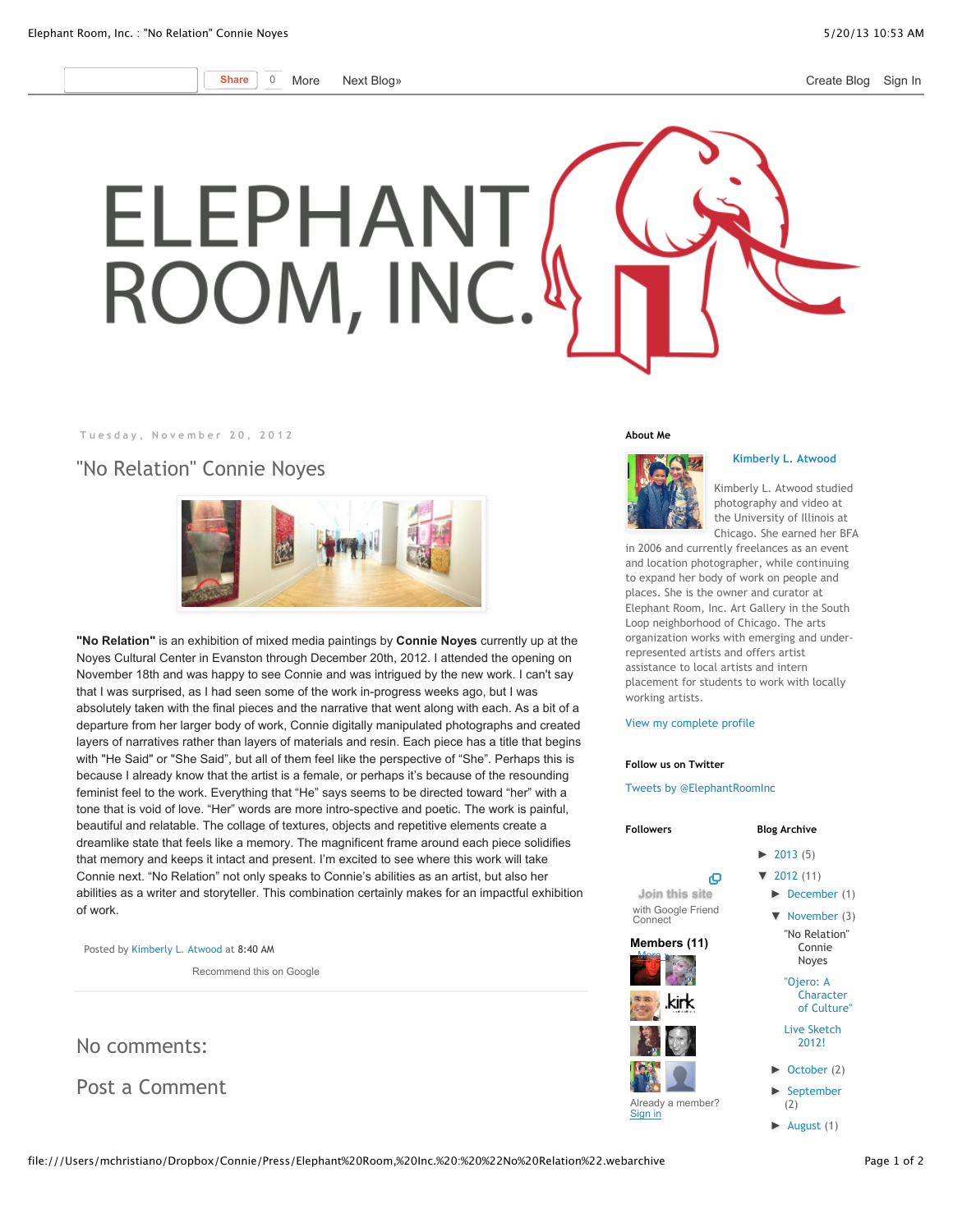# ELEPHANT ROOM, INC.

Tuesday, November 20, 2012

## "No Relation" Connie Noyes

**"No Relation"** is an exhibition of mixed media paintings by **Connie Noyes** currently up at the Noyes Cultural Center in Evanston through December 20th, 2012. I attended the opening on November 18th and was happy to see Connie and was intrigued by the new work. I can't say that I was surprised, as I had seen some of the work in-progress weeks ago, but I was absolutely taken with the final pieces and the narrative that went along with each. As a bit of a departure from her larger body of work, Connie digitally manipulated photographs and created layers of narratives rather than layers of materials and resin. Each piece has a title that begins with "He Said" or "She Said", but all of them feel like the perspective of "She". Perhaps this is because I already know that the artist is a female, or perhaps it's because of the resounding feminist feel to the work. Everything that "He" says seems to be directed toward "her" with a tone that is void of love. "Her" words are more intro-spective and poetic. The work is painful, beautiful and relatable. The collage of textures, objects and repetitive elements create a dreamlike state that feels like a memory. The magnificent frame around each piece solidifies that memory and keeps it intact and present. I'm excited to see where this work will take Connie next. "No Relation" not only speaks to Connie's abilities as an artist, but also her abilities as a writer and storyteller. This combination certainly makes for an impactful exhibition of work.

Posted by Kimberly L. Atwood at 8:40 AM

Recommend this on Google

## No comments:

## Post a Comment

---

### About Me

**Kimberly L. Atwood**

Kimberly L. Atwood studied photography and video at the University of Illinois at Chicago. She earned her BFA in 2006 and currently freelances as an event and location photographer, while continuing to expand her body of work on people and places. She is the owner and curator at Elephant Room, Inc. Art Gallery in the South Loop neighborhood of Chicago. The arts organization works with emerging and under-represented artists and offers artist assistance to local artists and intern placement for students to work with locally working artists.

View my complete profile

### Follow us on Twitter

Tweets by @ElephantRoomInc

### Followers

Join this site
with Google Friend Connect

**Members (11)** More »

Already a member? Sign in

### Blog Archive

- ► 2013 (5)
- ▼ 2012 (11)
  - ► December (1)
  - ▼ November (3)
    - "No Relation" Connie Noyes
    - "Ojero: A Character of Culture"
    - Live Sketch 2012!
  - ► October (2)
  - ► September (2)
  - ► August (1)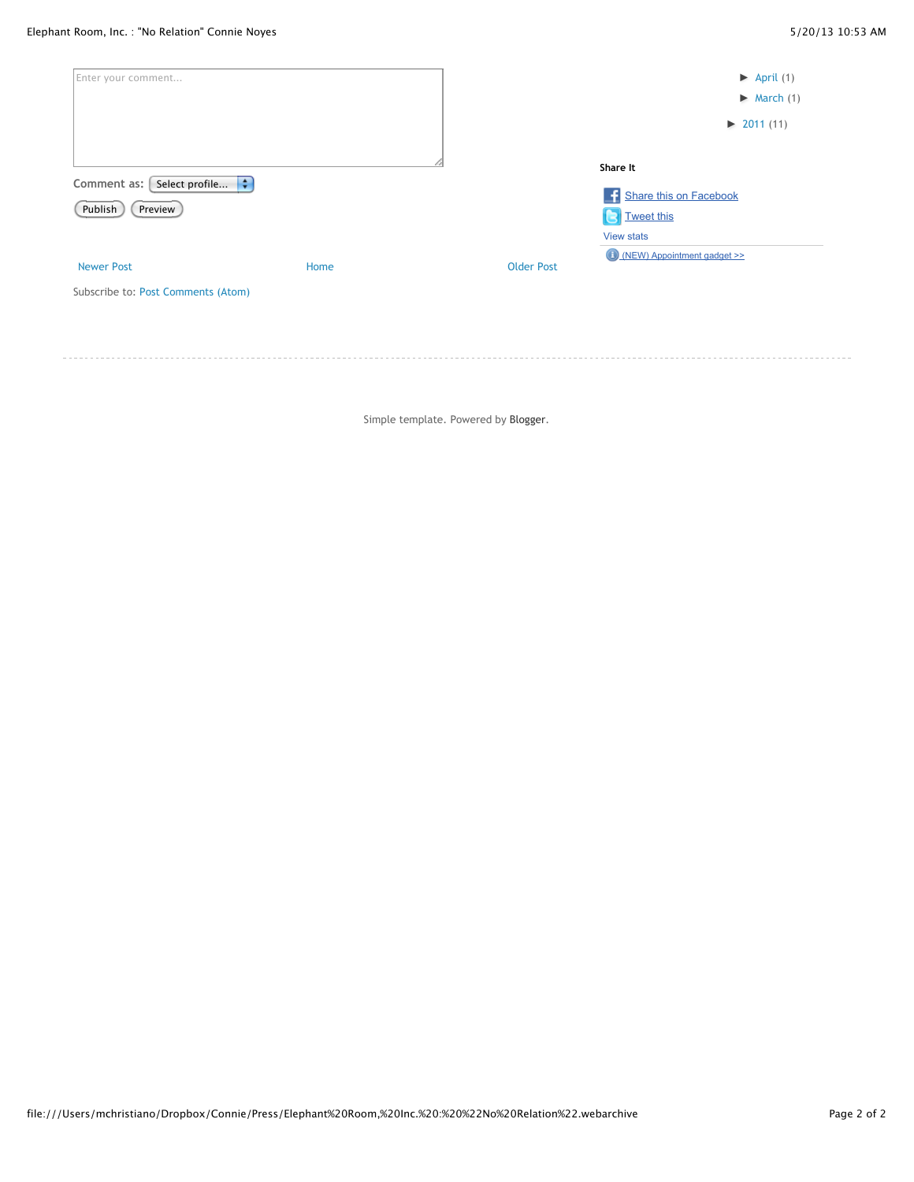Enter your comment...

Comment as: Select profile...

Publish Preview

Newer Post Home Older Post

Subscribe to: Post Comments (Atom)

► April (1)

► March (1)

► 2011 (11)

**Share It**

Share this on Facebook

Tweet this

View stats

(NEW) Appointment gadget >>

Simple template. Powered by Blogger.